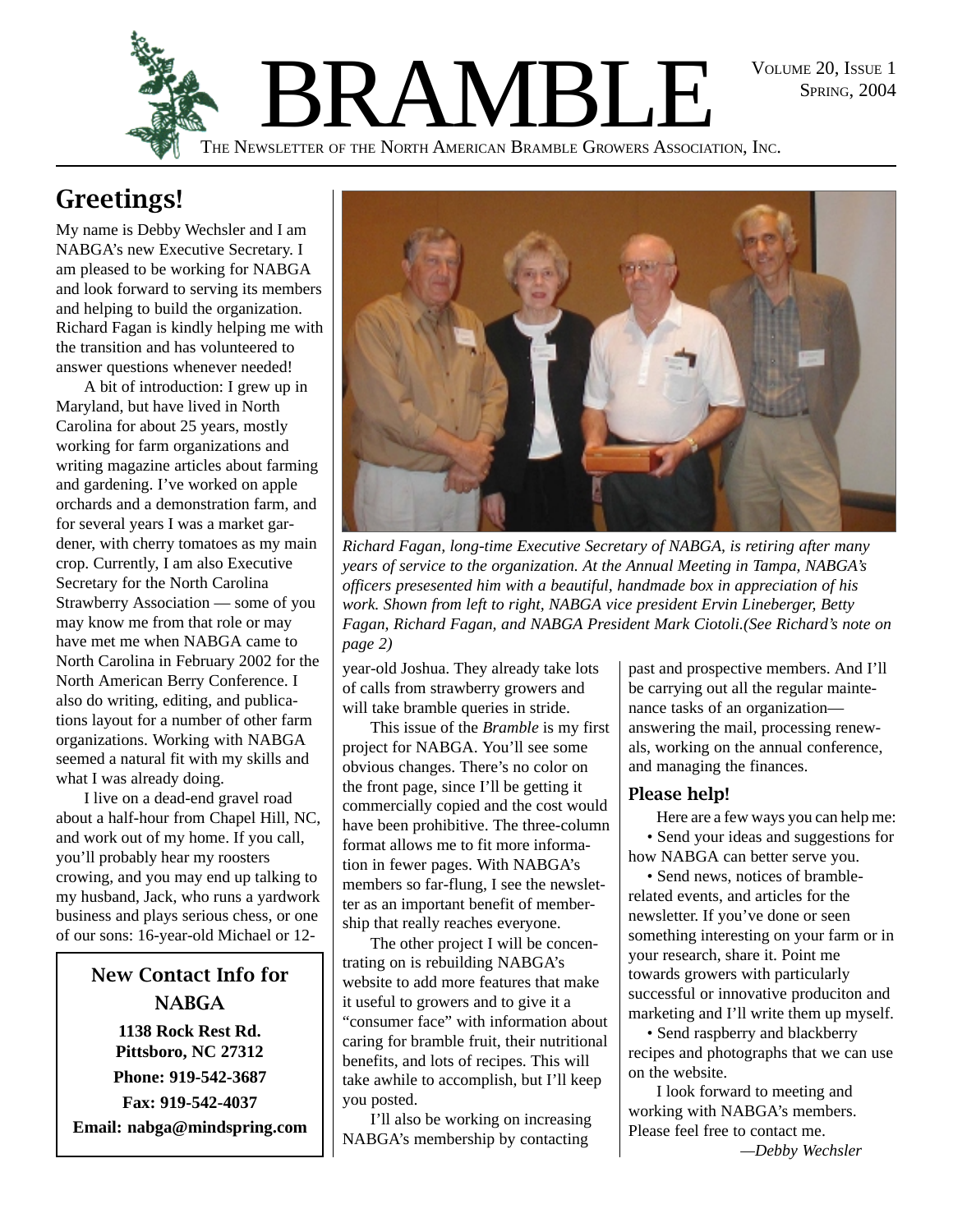# BRAMBLE

THE NEWSLETTER OF THE NORTH AMERICAN BRAMBLE GROWERS ASSOCIATION, INC.

VOLUME 20, ISSUE 1
SPRING, 2004

## Greetings!

My name is Debby Wechsler and I am NABGA's new Executive Secretary. I am pleased to be working for NABGA and look forward to serving its members and helping to build the organization. Richard Fagan is kindly helping me with the transition and has volunteered to answer questions whenever needed!

A bit of introduction: I grew up in Maryland, but have lived in North Carolina for about 25 years, mostly working for farm organizations and writing magazine articles about farming and gardening. I've worked on apple orchards and a demonstration farm, and for several years I was a market gardener, with cherry tomatoes as my main crop. Currently, I am also Executive Secretary for the North Carolina Strawberry Association — some of you may know me from that role or may have met me when NABGA came to North Carolina in February 2002 for the North American Berry Conference. I also do writing, editing, and publications layout for a number of other farm organizations. Working with NABGA seemed a natural fit with my skills and what I was already doing.

I live on a dead-end gravel road about a half-hour from Chapel Hill, NC, and work out of my home. If you call, you'll probably hear my roosters crowing, and you may end up talking to my husband, Jack, who runs a yardwork business and plays serious chess, or one of our sons: 16-year-old Michael or 12-year-old Joshua. They already take lots of calls from strawberry growers and will take bramble queries in stride.

This issue of the *Bramble* is my first project for NABGA. You'll see some obvious changes. There's no color on the front page, since I'll be getting it commercially copied and the cost would have been prohibitive. The three-column format allows me to fit more information in fewer pages. With NABGA's members so far-flung, I see the newsletter as an important benefit of membership that really reaches everyone.

The other project I will be concentrating on is rebuilding NABGA's website to add more features that make it useful to growers and to give it a "consumer face" with information about caring for bramble fruit, their nutritional benefits, and lots of recipes. This will take awhile to accomplish, but I'll keep you posted.

I'll also be working on increasing NABGA's membership by contacting past and prospective members. And I'll be carrying out all the regular maintenance tasks of an organization—answering the mail, processing renewals, working on the annual conference, and managing the finances.

### Please help!

Here are a few ways you can help me:

- Send your ideas and suggestions for how NABGA can better serve you.
- Send news, notices of bramble-related events, and articles for the newsletter. If you've done or seen something interesting on your farm or in your research, share it. Point me towards growers with particularly successful or innovative produciton and marketing and I'll write them up myself.
- Send raspberry and blackberry recipes and photographs that we can use on the website.

I look forward to meeting and working with NABGA's members. Please feel free to contact me.

—*Debby Wechsler*

*Richard Fagan, long-time Executive Secretary of NABGA, is retiring after many years of service to the organization. At the Annual Meeting in Tampa, NABGA's officers presesented him with a beautiful, handmade box in appreciation of his work. Shown from left to right, NABGA vice president Ervin Lineberger, Betty Fagan, Richard Fagan, and NABGA President Mark Ciotoli.(See Richard's note on page 2)*

### New Contact Info for NABGA

**1138 Rock Rest Rd.**
**Pittsboro, NC 27312**
**Phone: 919-542-3687**
**Fax: 919-542-4037**
**Email: nabga@mindspring.com**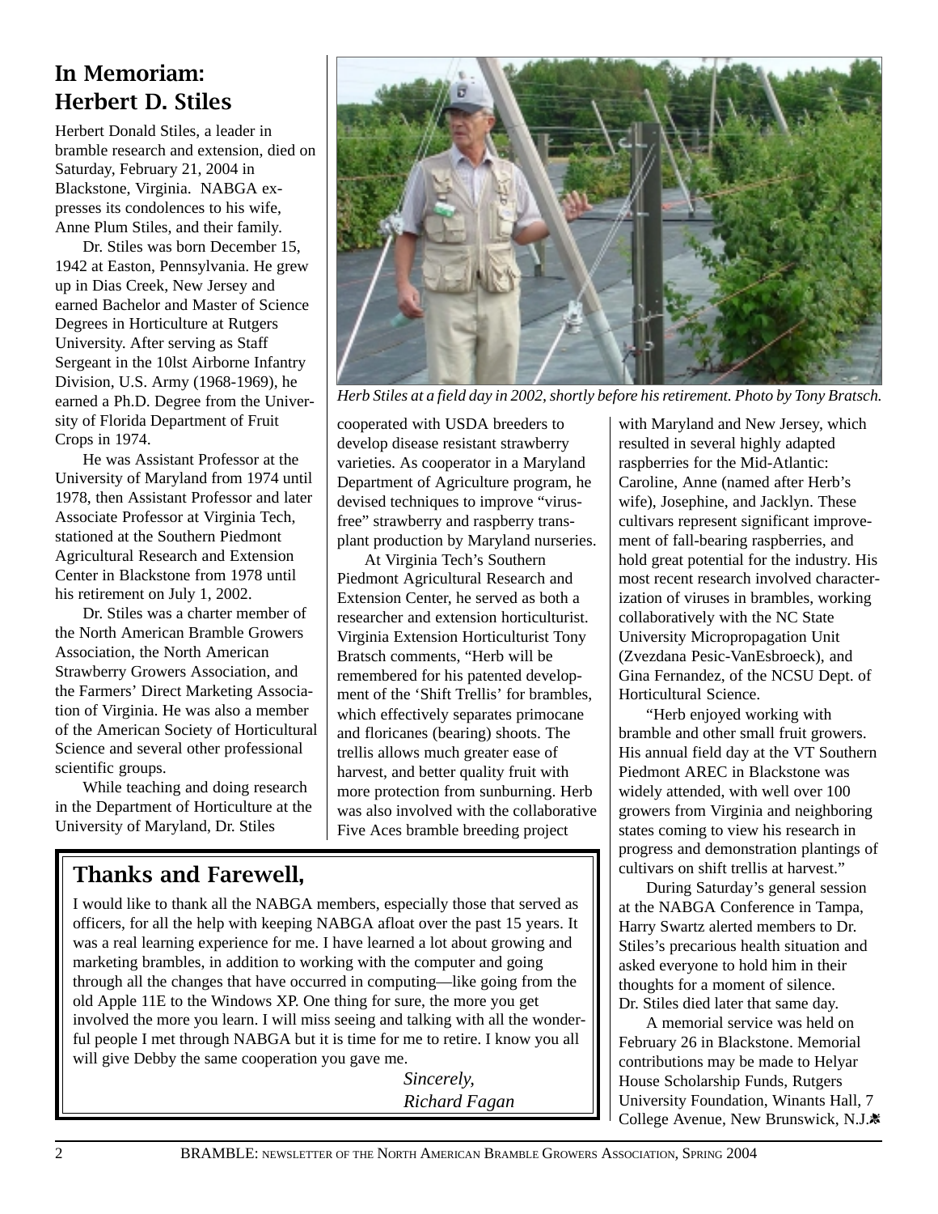## In Memoriam: Herbert D. Stiles

Herbert Donald Stiles, a leader in bramble research and extension, died on Saturday, February 21, 2004 in Blackstone, Virginia. NABGA expresses its condolences to his wife, Anne Plum Stiles, and their family.

Dr. Stiles was born December 15, 1942 at Easton, Pennsylvania. He grew up in Dias Creek, New Jersey and earned Bachelor and Master of Science Degrees in Horticulture at Rutgers University. After serving as Staff Sergeant in the 10lst Airborne Infantry Division, U.S. Army (1968-1969), he earned a Ph.D. Degree from the University of Florida Department of Fruit Crops in 1974.

He was Assistant Professor at the University of Maryland from 1974 until 1978, then Assistant Professor and later Associate Professor at Virginia Tech, stationed at the Southern Piedmont Agricultural Research and Extension Center in Blackstone from 1978 until his retirement on July 1, 2002.

Dr. Stiles was a charter member of the North American Bramble Growers Association, the North American Strawberry Growers Association, and the Farmers' Direct Marketing Association of Virginia. He was also a member of the American Society of Horticultural Science and several other professional scientific groups.

While teaching and doing research in the Department of Horticulture at the University of Maryland, Dr. Stiles cooperated with USDA breeders to develop disease resistant strawberry varieties. As cooperator in a Maryland Department of Agriculture program, he devised techniques to improve "virus-free" strawberry and raspberry transplant production by Maryland nurseries.

*Herb Stiles at a field day in 2002, shortly before his retirement. Photo by Tony Bratsch.*

At Virginia Tech's Southern Piedmont Agricultural Research and Extension Center, he served as both a researcher and extension horticulturist. Virginia Extension Horticulturist Tony Bratsch comments, "Herb will be remembered for his patented development of the 'Shift Trellis' for brambles, which effectively separates primocane and floricanes (bearing) shoots. The trellis allows much greater ease of harvest, and better quality fruit with more protection from sunburning. Herb was also involved with the collaborative Five Aces bramble breeding project with Maryland and New Jersey, which resulted in several highly adapted raspberries for the Mid-Atlantic: Caroline, Anne (named after Herb's wife), Josephine, and Jacklyn. These cultivars represent significant improvement of fall-bearing raspberries, and hold great potential for the industry. His most recent research involved characterization of viruses in brambles, working collaboratively with the NC State University Micropropagation Unit (Zvezdana Pesic-VanEsbroeck), and Gina Fernandez, of the NCSU Dept. of Horticultural Science.

"Herb enjoyed working with bramble and other small fruit growers. His annual field day at the VT Southern Piedmont AREC in Blackstone was widely attended, with well over 100 growers from Virginia and neighboring states coming to view his research in progress and demonstration plantings of cultivars on shift trellis at harvest."

During Saturday's general session at the NABGA Conference in Tampa, Harry Swartz alerted members to Dr. Stiles's precarious health situation and asked everyone to hold him in their thoughts for a moment of silence. Dr. Stiles died later that same day.

A memorial service was held on February 26 in Blackstone. Memorial contributions may be made to Helyar House Scholarship Funds, Rutgers University Foundation, Winants Hall, 7 College Avenue, New Brunswick, N.J.

## Thanks and Farewell,

I would like to thank all the NABGA members, especially those that served as officers, for all the help with keeping NABGA afloat over the past 15 years. It was a real learning experience for me. I have learned a lot about growing and marketing brambles, in addition to working with the computer and going through all the changes that have occurred in computing—like going from the old Apple 11E to the Windows XP. One thing for sure, the more you get involved the more you learn. I will miss seeing and talking with all the wonderful people I met through NABGA but it is time for me to retire. I know you all will give Debby the same cooperation you gave me.

*Sincerely,*
*Richard Fagan*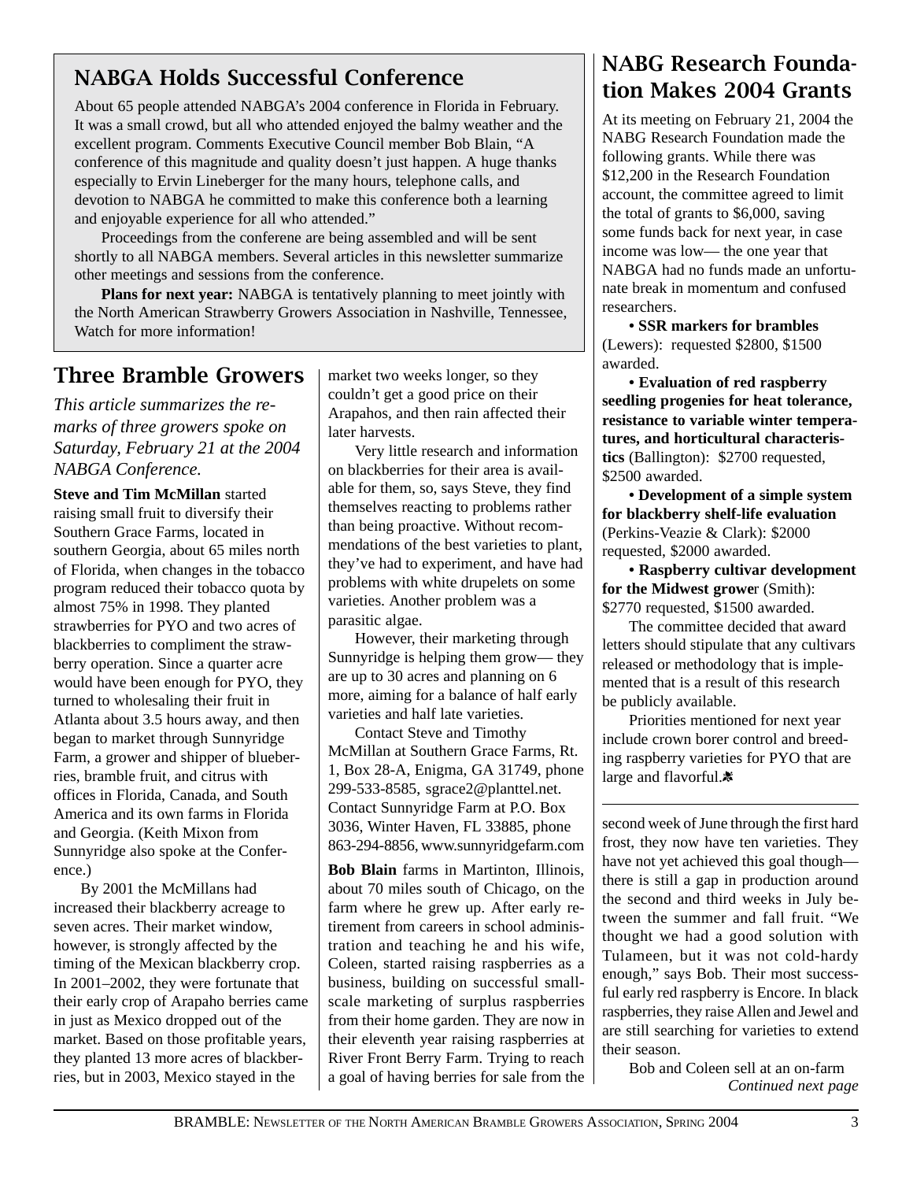## NABGA Holds Successful Conference

About 65 people attended NABGA's 2004 conference in Florida in February. It was a small crowd, but all who attended enjoyed the balmy weather and the excellent program. Comments Executive Council member Bob Blain, "A conference of this magnitude and quality doesn't just happen. A huge thanks especially to Ervin Lineberger for the many hours, telephone calls, and devotion to NABGA he committed to make this conference both a learning and enjoyable experience for all who attended."

Proceedings from the conferene are being assembled and will be sent shortly to all NABGA members. Several articles in this newsletter summarize other meetings and sessions from the conference.

**Plans for next year:** NABGA is tentatively planning to meet jointly with the North American Strawberry Growers Association in Nashville, Tennessee, Watch for more information!

## Three Bramble Growers

*This article summarizes the remarks of three growers spoke on Saturday, February 21 at the 2004 NABGA Conference.*

**Steve and Tim McMillan** started raising small fruit to diversify their Southern Grace Farms, located in southern Georgia, about 65 miles north of Florida, when changes in the tobacco program reduced their tobacco quota by almost 75% in 1998. They planted strawberries for PYO and two acres of blackberries to compliment the strawberry operation. Since a quarter acre would have been enough for PYO, they turned to wholesaling their fruit in Atlanta about 3.5 hours away, and then began to market through Sunnyridge Farm, a grower and shipper of blueberries, bramble fruit, and citrus with offices in Florida, Canada, and South America and its own farms in Florida and Georgia. (Keith Mixon from Sunnyridge also spoke at the Conference.)

By 2001 the McMillans had increased their blackberry acreage to seven acres. Their market window, however, is strongly affected by the timing of the Mexican blackberry crop. In 2001–2002, they were fortunate that their early crop of Arapaho berries came in just as Mexico dropped out of the market. Based on those profitable years, they planted 13 more acres of blackberries, but in 2003, Mexico stayed in the market two weeks longer, so they couldn't get a good price on their Arapahos, and then rain affected their later harvests.

Very little research and information on blackberries for their area is available for them, so, says Steve, they find themselves reacting to problems rather than being proactive. Without recommendations of the best varieties to plant, they've had to experiment, and have had problems with white drupelets on some varieties. Another problem was a parasitic algae.

However, their marketing through Sunnyridge is helping them grow— they are up to 30 acres and planning on 6 more, aiming for a balance of half early varieties and half late varieties.

Contact Steve and Timothy McMillan at Southern Grace Farms, Rt. 1, Box 28-A, Enigma, GA 31749, phone 299-533-8585, sgrace2@planttel.net. Contact Sunnyridge Farm at P.O. Box 3036, Winter Haven, FL 33885, phone 863-294-8856, www.sunnyridgefarm.com

**Bob Blain** farms in Martinton, Illinois, about 70 miles south of Chicago, on the farm where he grew up. After early retirement from careers in school administration and teaching he and his wife, Coleen, started raising raspberries as a business, building on successful small-scale marketing of surplus raspberries from their home garden. They are now in their eleventh year raising raspberries at River Front Berry Farm. Trying to reach a goal of having berries for sale from the second week of June through the first hard frost, they now have ten varieties. They have not yet achieved this goal though— there is still a gap in production around the second and third weeks in July between the summer and fall fruit. "We thought we had a good solution with Tulameen, but it was not cold-hardy enough," says Bob. Their most successful early red raspberry is Encore. In black raspberries, they raise Allen and Jewel and are still searching for varieties to extend their season.

Bob and Coleen sell at an on-farm

*Continued next page*

## NABG Research Foundation Makes 2004 Grants

At its meeting on February 21, 2004 the NABG Research Foundation made the following grants. While there was $12,200 in the Research Foundation account, the committee agreed to limit the total of grants to $6,000, saving some funds back for next year, in case income was low— the one year that NABGA had no funds made an unfortunate break in momentum and confused researchers.

- **SSR markers for brambles** (Lewers): requested $2800, $1500 awarded.
- **Evaluation of red raspberry seedling progenies for heat tolerance, resistance to variable winter temperatures, and horticultural characteristics** (Ballington): $2700 requested, $2500 awarded.
- **Development of a simple system for blackberry shelf-life evaluation** (Perkins-Veazie & Clark): $2000 requested, $2000 awarded.
- **Raspberry cultivar development for the Midwest grower** (Smith): $2770 requested, $1500 awarded.

The committee decided that award letters should stipulate that any cultivars released or methodology that is implemented that is a result of this research be publicly available.

Priorities mentioned for next year include crown borer control and breeding raspberry varieties for PYO that are large and flavorful.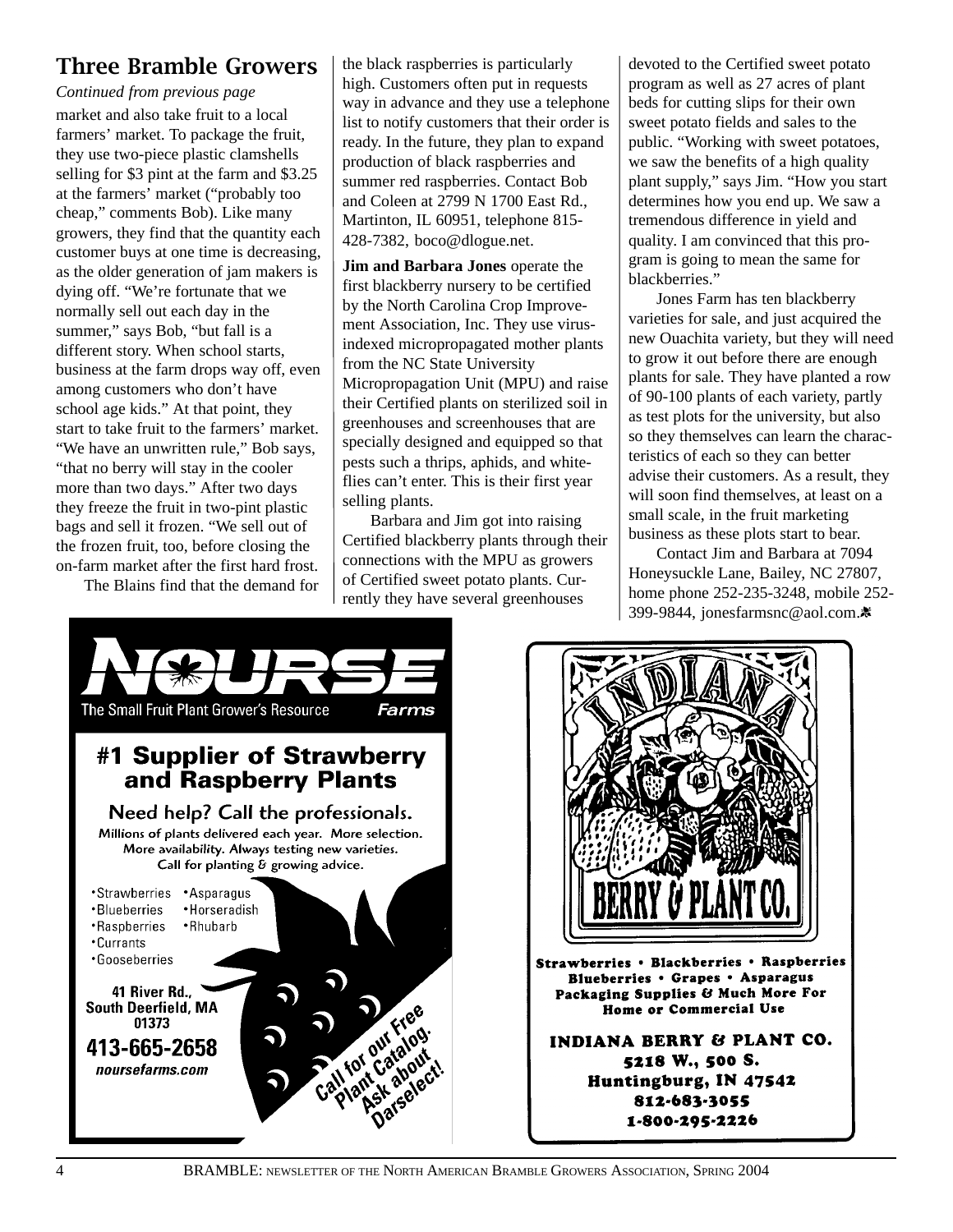## Three Bramble Growers

*Continued from previous page*

market and also take fruit to a local farmers' market. To package the fruit, they use two-piece plastic clamshells selling for $3 pint at the farm and $3.25 at the farmers' market ("probably too cheap," comments Bob). Like many growers, they find that the quantity each customer buys at one time is decreasing, as the older generation of jam makers is dying off. "We're fortunate that we normally sell out each day in the summer," says Bob, "but fall is a different story. When school starts, business at the farm drops way off, even among customers who don't have school age kids." At that point, they start to take fruit to the farmers' market. "We have an unwritten rule," Bob says, "that no berry will stay in the cooler more than two days." After two days they freeze the fruit in two-pint plastic bags and sell it frozen. "We sell out of the frozen fruit, too, before closing the on-farm market after the first hard frost.

The Blains find that the demand for the black raspberries is particularly high. Customers often put in requests way in advance and they use a telephone list to notify customers that their order is ready. In the future, they plan to expand production of black raspberries and summer red raspberries. Contact Bob and Coleen at 2799 N 1700 East Rd., Martinton, IL 60951, telephone 815-428-7382, boco@dlogue.net.

**Jim and Barbara Jones** operate the first blackberry nursery to be certified by the North Carolina Crop Improvement Association, Inc. They use virus-indexed micropropagated mother plants from the NC State University Micropropagation Unit (MPU) and raise their Certified plants on sterilized soil in greenhouses and screenhouses that are specially designed and equipped so that pests such a thrips, aphids, and whiteflies can't enter. This is their first year selling plants.

Barbara and Jim got into raising Certified blackberry plants through their connections with the MPU as growers of Certified sweet potato plants. Currently they have several greenhouses devoted to the Certified sweet potato program as well as 27 acres of plant beds for cutting slips for their own sweet potato fields and sales to the public. "Working with sweet potatoes, we saw the benefits of a high quality plant supply," says Jim. "How you start determines how you end up. We saw a tremendous difference in yield and quality. I am convinced that this program is going to mean the same for blackberries."

Jones Farm has ten blackberry varieties for sale, and just acquired the new Ouachita variety, but they will need to grow it out before there are enough plants for sale. They have planted a row of 90-100 plants of each variety, partly as test plots for the university, but also so they themselves can learn the characteristics of each so they can better advise their customers. As a result, they will soon find themselves, at least on a small scale, in the fruit marketing business as these plots start to bear.

Contact Jim and Barbara at 7094 Honeysuckle Lane, Bailey, NC 27807, home phone 252-235-3248, mobile 252-399-9844, jonesfarmsnc@aol.com.

---

**NOURSE Farms**
The Small Fruit Plant Grower's Resource

**#1 Supplier of Strawberry and Raspberry Plants**

Need help? Call the professionals.
Millions of plants delivered each year. More selection. More availability. Always testing new varieties. Call for planting & growing advice.

- Strawberries
- Blueberries
- Raspberries
- Currants
- Gooseberries
- Asparagus
- Horseradish
- Rhubarb

41 River Rd., South Deerfield, MA 01373
**413-665-2658**
*noursefarms.com*

Call for our Free Plant Catalog. Ask about Darselect!

---

**INDIANA BERRY & PLANT CO.**

Strawberries • Blackberries • Raspberries
Blueberries • Grapes • Asparagus
Packaging Supplies & Much More For Home or Commercial Use

**INDIANA BERRY & PLANT CO.**
5218 W., 500 S.
Huntingburg, IN 47542
812-683-3055
1-800-295-2226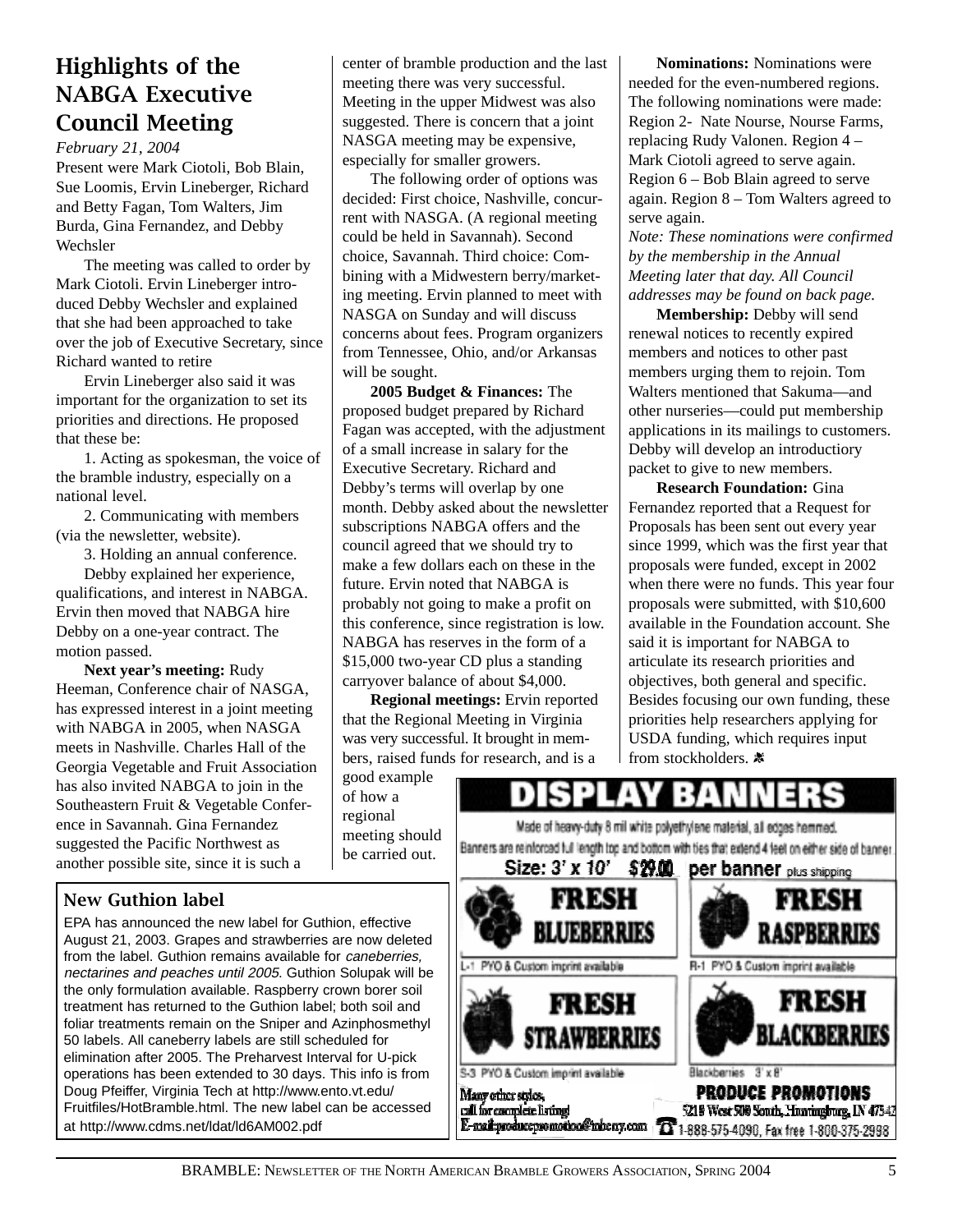## Highlights of the NABGA Executive Council Meeting

*February 21, 2004*

Present were Mark Ciotoli, Bob Blain, Sue Loomis, Ervin Lineberger, Richard and Betty Fagan, Tom Walters, Jim Burda, Gina Fernandez, and Debby Wechsler

The meeting was called to order by Mark Ciotoli. Ervin Lineberger introduced Debby Wechsler and explained that she had been approached to take over the job of Executive Secretary, since Richard wanted to retire

Ervin Lineberger also said it was important for the organization to set its priorities and directions. He proposed that these be:

1. Acting as spokesman, the voice of the bramble industry, especially on a national level.

2. Communicating with members (via the newsletter, website).

3. Holding an annual conference.

Debby explained her experience, qualifications, and interest in NABGA. Ervin then moved that NABGA hire Debby on a one-year contract. The motion passed.

**Next year's meeting:** Rudy Heeman, Conference chair of NASGA, has expressed interest in a joint meeting with NABGA in 2005, when NASGA meets in Nashville. Charles Hall of the Georgia Vegetable and Fruit Association has also invited NABGA to join in the Southeastern Fruit & Vegetable Conference in Savannah. Gina Fernandez suggested the Pacific Northwest as another possible site, since it is such a center of bramble production and the last meeting there was very successful. Meeting in the upper Midwest was also suggested. There is concern that a joint NASGA meeting may be expensive, especially for smaller growers.

The following order of options was decided: First choice, Nashville, concurrent with NASGA. (A regional meeting could be held in Savannah). Second choice, Savannah. Third choice: Combining with a Midwestern berry/marketing meeting. Ervin planned to meet with NASGA on Sunday and will discuss concerns about fees. Program organizers from Tennessee, Ohio, and/or Arkansas will be sought.

**2005 Budget & Finances:** The proposed budget prepared by Richard Fagan was accepted, with the adjustment of a small increase in salary for the Executive Secretary. Richard and Debby's terms will overlap by one month. Debby asked about the newsletter subscriptions NABGA offers and the council agreed that we should try to make a few dollars each on these in the future. Ervin noted that NABGA is probably not going to make a profit on this conference, since registration is low. NABGA has reserves in the form of a $15,000 two-year CD plus a standing carryover balance of about $4,000.

**Regional meetings:** Ervin reported that the Regional Meeting in Virginia was very successful. It brought in members, raised funds for research, and is a good example of how a regional meeting should be carried out.

**Nominations:** Nominations were needed for the even-numbered regions. The following nominations were made: Region 2- Nate Nourse, Nourse Farms, replacing Rudy Valonen. Region 4 – Mark Ciotoli agreed to serve again. Region 6 – Bob Blain agreed to serve again. Region 8 – Tom Walters agreed to serve again.

*Note: These nominations were confirmed by the membership in the Annual Meeting later that day. All Council addresses may be found on back page.*

**Membership:** Debby will send renewal notices to recently expired members and notices to other past members urging them to rejoin. Tom Walters mentioned that Sakuma—and other nurseries—could put membership applications in its mailings to customers. Debby will develop an introductiory packet to give to new members.

**Research Foundation:** Gina Fernandez reported that a Request for Proposals has been sent out every year since 1999, which was the first year that proposals were funded, except in 2002 when there were no funds. This year four proposals were submitted, with $10,600 available in the Foundation account. She said it is important for NABGA to articulate its research priorities and objectives, both general and specific. Besides focusing our own funding, these priorities help researchers applying for USDA funding, which requires input from stockholders.

### New Guthion label

EPA has announced the new label for Guthion, effective August 21, 2003. Grapes and strawberries are now deleted from the label. Guthion remains available for *caneberries, nectarines and peaches until 2005*. Guthion Solupak will be the only formulation available. Raspberry crown borer soil treatment has returned to the Guthion label; both soil and foliar treatments remain on the Sniper and Azinphosmethyl 50 labels. All caneberry labels are still scheduled for elimination after 2005. The Preharvest Interval for U-pick operations has been extended to 30 days. This info is from Doug Pfeiffer, Virginia Tech at http://www.ento.vt.edu/Fruitfiles/HotBramble.html. The new label can be accessed at http://www.cdms.net/ldat/ld6AM002.pdf

**DISPLAY BANNERS**

Made of heavy-duty 8 mil white polyethylene material, all edges hemmed. Banners are reinforced full length top and bottom with ties that extend 4 feet on either side of banner.

Size: 3' x 10' $29.00 per banner plus shipping

FRESH BLUEBERRIES — L-1 PYO & Custom imprint available

FRESH RASPBERRIES — R-1 PYO & Custom imprint available

FRESH STRAWBERRIES — S-3 PYO & Custom imprint available

FRESH BLACKBERRIES — Blackberries 3' x 8'

Many other styles, call for complete listing! E-mail: producepromotions@inberry.com

PRODUCE PROMOTIONS
5218 West 500 South, Huntingburg, IN 47542
1-888-575-4090, Fax free 1-800-375-2998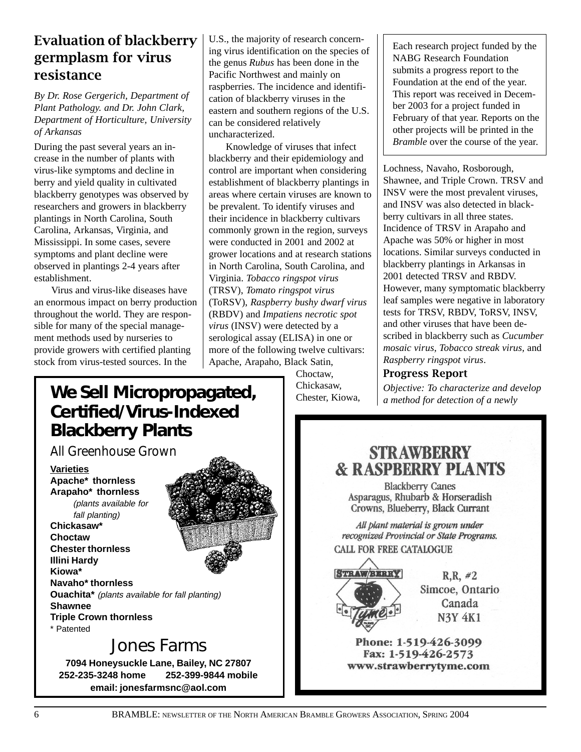## Evaluation of blackberry germplasm for virus resistance

*By Dr. Rose Gergerich, Department of Plant Pathology. and Dr. John Clark, Department of Horticulture, University of Arkansas*

During the past several years an increase in the number of plants with virus-like symptoms and decline in berry and yield quality in cultivated blackberry genotypes was observed by researchers and growers in blackberry plantings in North Carolina, South Carolina, Arkansas, Virginia, and Mississippi. In some cases, severe symptoms and plant decline were observed in plantings 2-4 years after establishment.

Virus and virus-like diseases have an enormous impact on berry production throughout the world. They are responsible for many of the special management methods used by nurseries to provide growers with certified planting stock from virus-tested sources. In the U.S., the majority of research concerning virus identification on the species of the genus *Rubus* has been done in the Pacific Northwest and mainly on raspberries. The incidence and identification of blackberry viruses in the eastern and southern regions of the U.S. can be considered relatively uncharacterized.

Knowledge of viruses that infect blackberry and their epidemiology and control are important when considering establishment of blackberry plantings in areas where certain viruses are known to be prevalent. To identify viruses and their incidence in blackberry cultivars commonly grown in the region, surveys were conducted in 2001 and 2002 at grower locations and at research stations in North Carolina, South Carolina, and Virginia. *Tobacco ringspot virus* (TRSV), *Tomato ringspot virus* (ToRSV), *Raspberry bushy dwarf virus* (RBDV) and *Impatiens necrotic spot virus* (INSV) were detected by a serological assay (ELISA) in one or more of the following twelve cultivars: Apache, Arapaho, Black Satin, Choctaw, Chickasaw, Chester, Kiowa, Lochness, Navaho, Rosborough, Shawnee, and Triple Crown. TRSV and INSV were the most prevalent viruses, and INSV was also detected in blackberry cultivars in all three states. Incidence of TRSV in Arapaho and Apache was 50% or higher in most locations. Similar surveys conducted in blackberry plantings in Arkansas in 2001 detected TRSV and RBDV. However, many symptomatic blackberry leaf samples were negative in laboratory tests for TRSV, RBDV, ToRSV, INSV, and other viruses that have been described in blackberry such as *Cucumber mosaic virus, Tobacco streak virus,* and *Raspberry ringspot virus*.

> Each research project funded by the NABG Research Foundation submits a progress report to the Foundation at the end of the year. This report was received in December 2003 for a project funded in February of that year. Reports on the other projects will be printed in the *Bramble* over the course of the year.

### Progress Report

*Objective: To characterize and develop a method for detection of a newly*

---

**We Sell Micropropagated, Certified/Virus-Indexed Blackberry Plants**

All Greenhouse Grown

**Varieties**
**Apache\* thornless**
**Arapaho\* thornless**
*(plants available for fall planting)*
**Chickasaw\***
**Choctaw**
**Chester thornless**
**Illini Hardy**
**Kiowa\***
**Navaho\* thornless**
**Ouachita\*** *(plants available for fall planting)*
**Shawnee**
**Triple Crown thornless**
\* Patented

Jones Farms

**7094 Honeysuckle Lane, Bailey, NC 27807**
**252-235-3248 home 252-399-9844 mobile**
**email: jonesfarmsnc@aol.com**

---

**STRAWBERRY & RASPBERRY PLANTS**

Blackberry Canes
Asparagus, Rhubarb & Horseradish Crowns, Blueberry, Black Currant

*All plant material is grown under recognized Provincial or State Programs.*

CALL FOR FREE CATALOGUE

Strawberry Tyme Farms Inc.

R,R, #2
Simcoe, Ontario
Canada
N3Y 4K1

**Phone: 1-519-426-3099**
**Fax: 1-519-426-2573**
**www.strawberrytyme.com**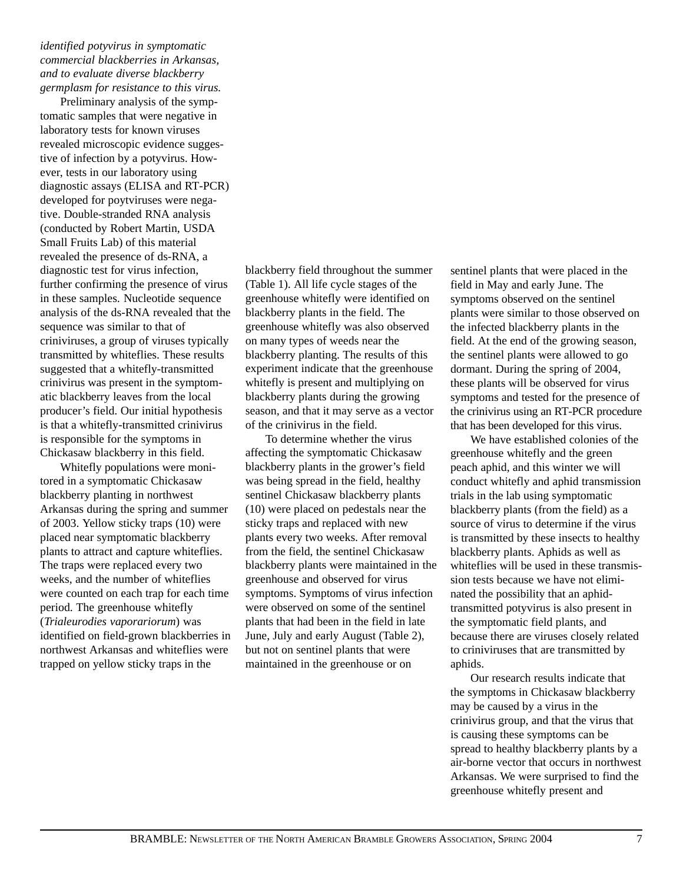*identified potyvirus in symptomatic commercial blackberries in Arkansas, and to evaluate diverse blackberry germplasm for resistance to this virus.*

Preliminary analysis of the symptomatic samples that were negative in laboratory tests for known viruses revealed microscopic evidence suggestive of infection by a potyvirus. However, tests in our laboratory using diagnostic assays (ELISA and RT-PCR) developed for poytviruses were negative. Double-stranded RNA analysis (conducted by Robert Martin, USDA Small Fruits Lab) of this material revealed the presence of ds-RNA, a diagnostic test for virus infection, further confirming the presence of virus in these samples. Nucleotide sequence analysis of the ds-RNA revealed that the sequence was similar to that of criniviruses, a group of viruses typically transmitted by whiteflies. These results suggested that a whitefly-transmitted crinivirus was present in the symptomatic blackberry leaves from the local producer's field. Our initial hypothesis is that a whitefly-transmitted crinivirus is responsible for the symptoms in Chickasaw blackberry in this field.

Whitefly populations were monitored in a symptomatic Chickasaw blackberry planting in northwest Arkansas during the spring and summer of 2003. Yellow sticky traps (10) were placed near symptomatic blackberry plants to attract and capture whiteflies. The traps were replaced every two weeks, and the number of whiteflies were counted on each trap for each time period. The greenhouse whitefly (*Trialeurodies vaporariorum*) was identified on field-grown blackberries in northwest Arkansas and whiteflies were trapped on yellow sticky traps in the blackberry field throughout the summer (Table 1). All life cycle stages of the greenhouse whitefly were identified on blackberry plants in the field. The greenhouse whitefly was also observed on many types of weeds near the blackberry planting. The results of this experiment indicate that the greenhouse whitefly is present and multiplying on blackberry plants during the growing season, and that it may serve as a vector of the crinivirus in the field.

To determine whether the virus affecting the symptomatic Chickasaw blackberry plants in the grower's field was being spread in the field, healthy sentinel Chickasaw blackberry plants (10) were placed on pedestals near the sticky traps and replaced with new plants every two weeks. After removal from the field, the sentinel Chickasaw blackberry plants were maintained in the greenhouse and observed for virus symptoms. Symptoms of virus infection were observed on some of the sentinel plants that had been in the field in late June, July and early August (Table 2), but not on sentinel plants that were maintained in the greenhouse or on sentinel plants that were placed in the field in May and early June. The symptoms observed on the sentinel plants were similar to those observed on the infected blackberry plants in the field. At the end of the growing season, the sentinel plants were allowed to go dormant. During the spring of 2004, these plants will be observed for virus symptoms and tested for the presence of the crinivirus using an RT-PCR procedure that has been developed for this virus.

We have established colonies of the greenhouse whitefly and the green peach aphid, and this winter we will conduct whitefly and aphid transmission trials in the lab using symptomatic blackberry plants (from the field) as a source of virus to determine if the virus is transmitted by these insects to healthy blackberry plants. Aphids as well as whiteflies will be used in these transmission tests because we have not eliminated the possibility that an aphid-transmitted potyvirus is also present in the symptomatic field plants, and because there are viruses closely related to criniviruses that are transmitted by aphids.

Our research results indicate that the symptoms in Chickasaw blackberry may be caused by a virus in the crinivirus group, and that the virus that is causing these symptoms can be spread to healthy blackberry plants by a air-borne vector that occurs in northwest Arkansas. We were surprised to find the greenhouse whitefly present and